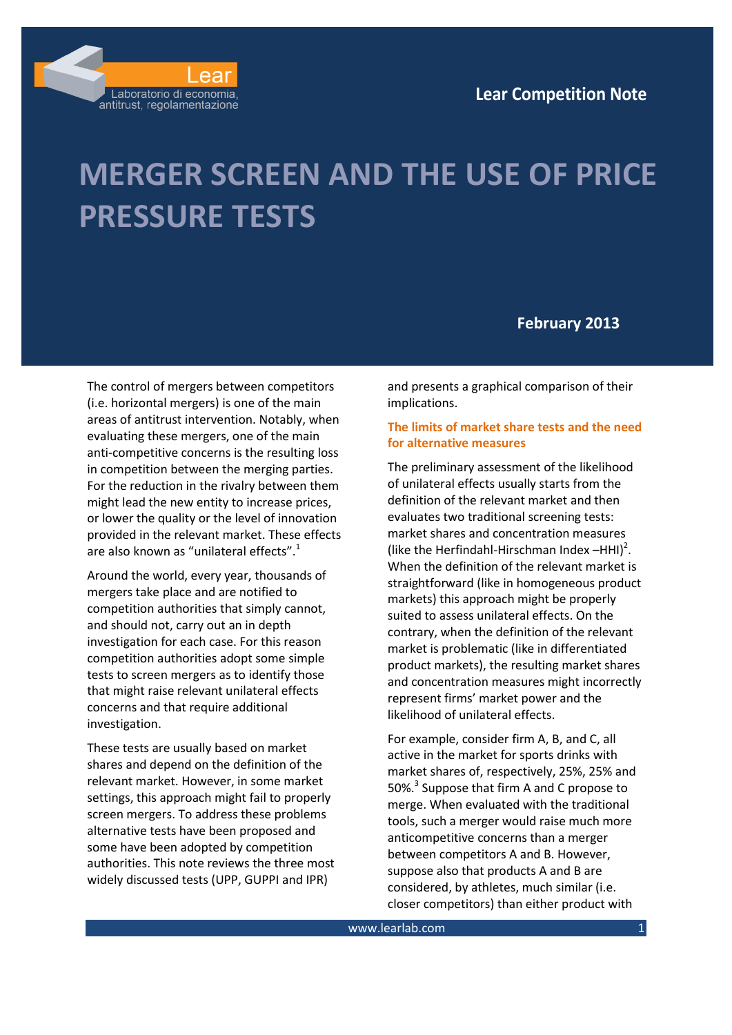Lear Competition Note

# MERGER SCREEN AND THE USE OF PRICE PRESSURE TESTS

**February 2013**

The control of mergers between competitors (i.e. horizontal mergers) is one of the main areas of antitrust intervention. Notably, when evaluating these mergers, one of the main anti-competitive concerns is the resulting loss in competition between the merging parties. For the reduction in the rivalry between them might lead the new entity to increase prices, or lower the quality or the level of innovation provided in the relevant market. These effects are also known as "unilateral effects".[1]

Around the world, every year, thousands of mergers take place and are notified to competition authorities that simply cannot, and should not, carry out an in depth investigation for each case. For this reason competition authorities adopt some simple tests to screen mergers as to identify those that might raise relevant unilateral effects concerns and that require additional investigation.

These tests are usually based on market shares and depend on the definition of the relevant market. However, in some market settings, this approach might fail to properly screen mergers. To address these problems alternative tests have been proposed and some have been adopted by competition authorities. This note reviews the three most widely discussed tests (UPP, GUPPI and IPR) and presents a graphical comparison of their implications.

## The limits of market share tests and the need for alternative measures

The preliminary assessment of the likelihood of unilateral effects usually starts from the definition of the relevant market and then evaluates two traditional screening tests: market shares and concentration measures (like the Herfindahl-Hirschman Index –HHI)[2]. When the definition of the relevant market is straightforward (like in homogeneous product markets) this approach might be properly suited to assess unilateral effects. On the contrary, when the definition of the relevant market is problematic (like in differentiated product markets), the resulting market shares and concentration measures might incorrectly represent firms' market power and the likelihood of unilateral effects.

For example, consider firm A, B, and C, all active in the market for sports drinks with market shares of, respectively, 25%, 25% and 50%.[3] Suppose that firm A and C propose to merge. When evaluated with the traditional tools, such a merger would raise much more anticompetitive concerns than a merger between competitors A and B. However, suppose also that products A and B are considered, by athletes, much similar (i.e. closer competitors) than either product with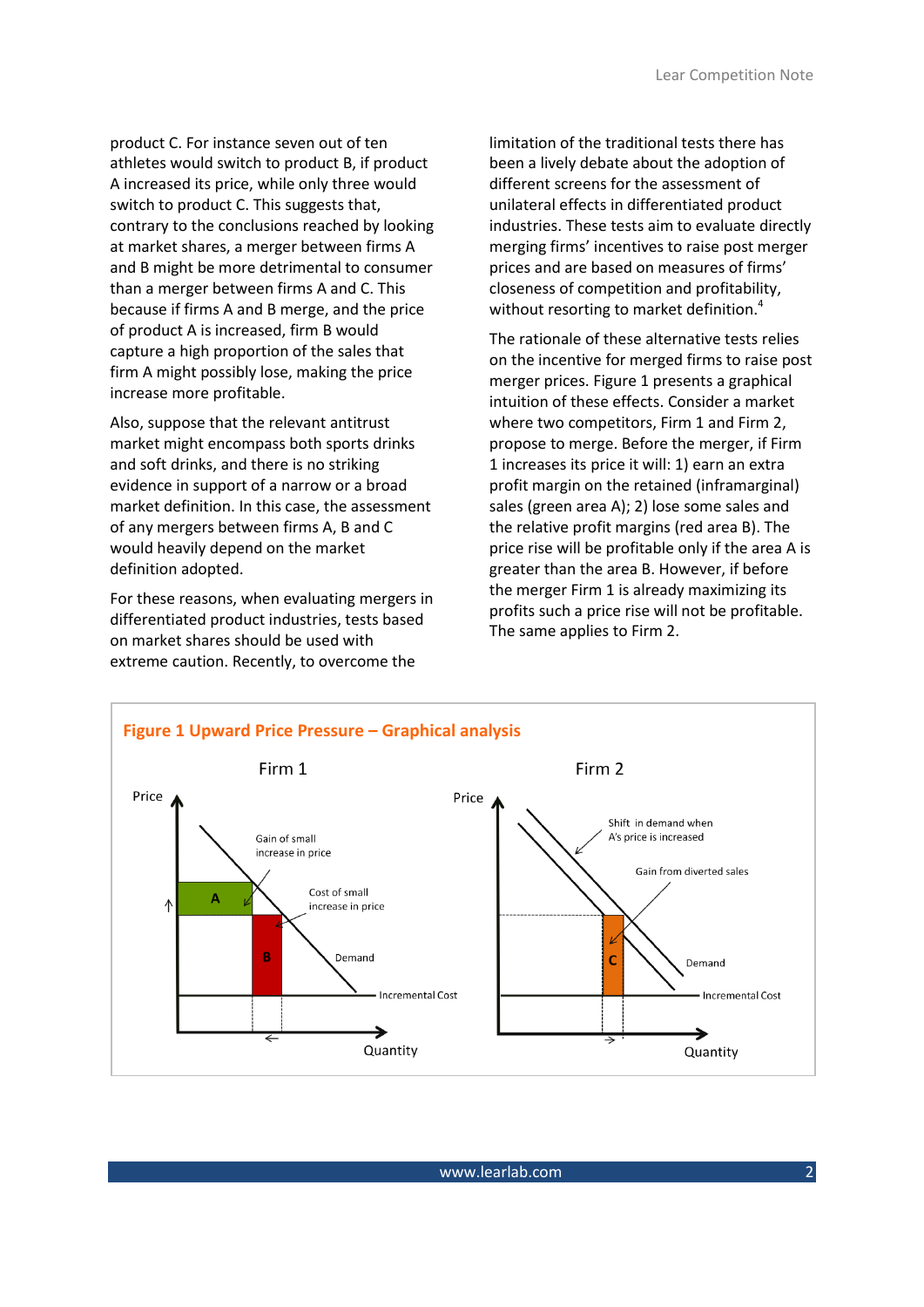product C. For instance seven out of ten athletes would switch to product B, if product A increased its price, while only three would switch to product C. This suggests that, contrary to the conclusions reached by looking at market shares, a merger between firms A and B might be more detrimental to consumer than a merger between firms A and C. This because if firms A and B merge, and the price of product A is increased, firm B would capture a high proportion of the sales that firm A might possibly lose, making the price increase more profitable.

Also, suppose that the relevant antitrust market might encompass both sports drinks and soft drinks, and there is no striking evidence in support of a narrow or a broad market definition. In this case, the assessment of any mergers between firms A, B and C would heavily depend on the market definition adopted.

For these reasons, when evaluating mergers in differentiated product industries, tests based on market shares should be used with extreme caution. Recently, to overcome the limitation of the traditional tests there has been a lively debate about the adoption of different screens for the assessment of unilateral effects in differentiated product industries. These tests aim to evaluate directly merging firms' incentives to raise post merger prices and are based on measures of firms' closeness of competition and profitability, without resorting to market definition.[4]

The rationale of these alternative tests relies on the incentive for merged firms to raise post merger prices. Figure 1 presents a graphical intuition of these effects. Consider a market where two competitors, Firm 1 and Firm 2, propose to merge. Before the merger, if Firm 1 increases its price it will: 1) earn an extra profit margin on the retained (inframarginal) sales (green area A); 2) lose some sales and the relative profit margins (red area B). The price rise will be profitable only if the area A is greater than the area B. However, if before the merger Firm 1 is already maximizing its profits such a price rise will not be profitable. The same applies to Firm 2.

**Figure 1 Upward Price Pressure – Graphical analysis**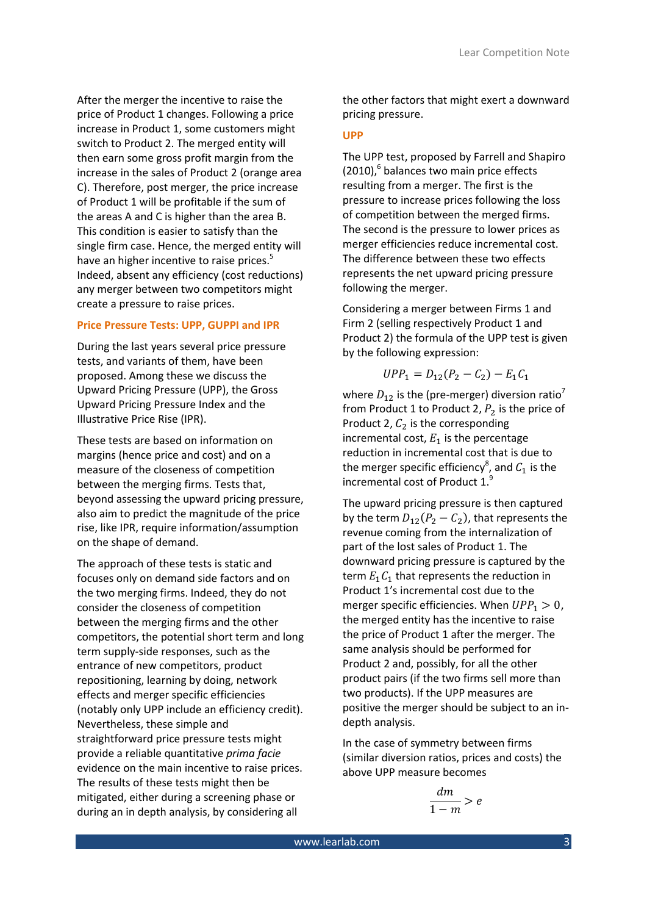After the merger the incentive to raise the price of Product 1 changes. Following a price increase in Product 1, some customers might switch to Product 2. The merged entity will then earn some gross profit margin from the increase in the sales of Product 2 (orange area C). Therefore, post merger, the price increase of Product 1 will be profitable if the sum of the areas A and C is higher than the area B. This condition is easier to satisfy than the single firm case. Hence, the merged entity will have an higher incentive to raise prices.[5] Indeed, absent any efficiency (cost reductions) any merger between two competitors might create a pressure to raise prices.

## Price Pressure Tests: UPP, GUPPI and IPR

During the last years several price pressure tests, and variants of them, have been proposed. Among these we discuss the Upward Pricing Pressure (UPP), the Gross Upward Pricing Pressure Index and the Illustrative Price Rise (IPR).

These tests are based on information on margins (hence price and cost) and on a measure of the closeness of competition between the merging firms. Tests that, beyond assessing the upward pricing pressure, also aim to predict the magnitude of the price rise, like IPR, require information/assumption on the shape of demand.

The approach of these tests is static and focuses only on demand side factors and on the two merging firms. Indeed, they do not consider the closeness of competition between the merging firms and the other competitors, the potential short term and long term supply-side responses, such as the entrance of new competitors, product repositioning, learning by doing, network effects and merger specific efficiencies (notably only UPP include an efficiency credit). Nevertheless, these simple and straightforward price pressure tests might provide a reliable quantitative *prima facie* evidence on the main incentive to raise prices. The results of these tests might then be mitigated, either during a screening phase or during an in depth analysis, by considering all the other factors that might exert a downward pricing pressure.

### UPP

The UPP test, proposed by Farrell and Shapiro (2010),[6] balances two main price effects resulting from a merger. The first is the pressure to increase prices following the loss of competition between the merged firms. The second is the pressure to lower prices as merger efficiencies reduce incremental cost. The difference between these two effects represents the net upward pricing pressure following the merger.

Considering a merger between Firms 1 and Firm 2 (selling respectively Product 1 and Product 2) the formula of the UPP test is given by the following expression:

$$UPP_1 = D_{12}(P_2 - C_2) - E_1 C_1$$

where $D_{12}$ is the (pre-merger) diversion ratio[7] from Product 1 to Product 2, $P_2$ is the price of Product 2, $C_2$ is the corresponding incremental cost, $E_1$ is the percentage reduction in incremental cost that is due to the merger specific efficiency[8], and $C_1$ is the incremental cost of Product 1.[9]

The upward pricing pressure is then captured by the term $D_{12}(P_2 - C_2)$, that represents the revenue coming from the internalization of part of the lost sales of Product 1. The downward pricing pressure is captured by the term $E_1 C_1$ that represents the reduction in Product 1's incremental cost due to the merger specific efficiencies. When $UPP_1 > 0$, the merged entity has the incentive to raise the price of Product 1 after the merger. The same analysis should be performed for Product 2 and, possibly, for all the other product pairs (if the two firms sell more than two products). If the UPP measures are positive the merger should be subject to an in-depth analysis.

In the case of symmetry between firms (similar diversion ratios, prices and costs) the above UPP measure becomes

$$\frac{dm}{1 - m} > e$$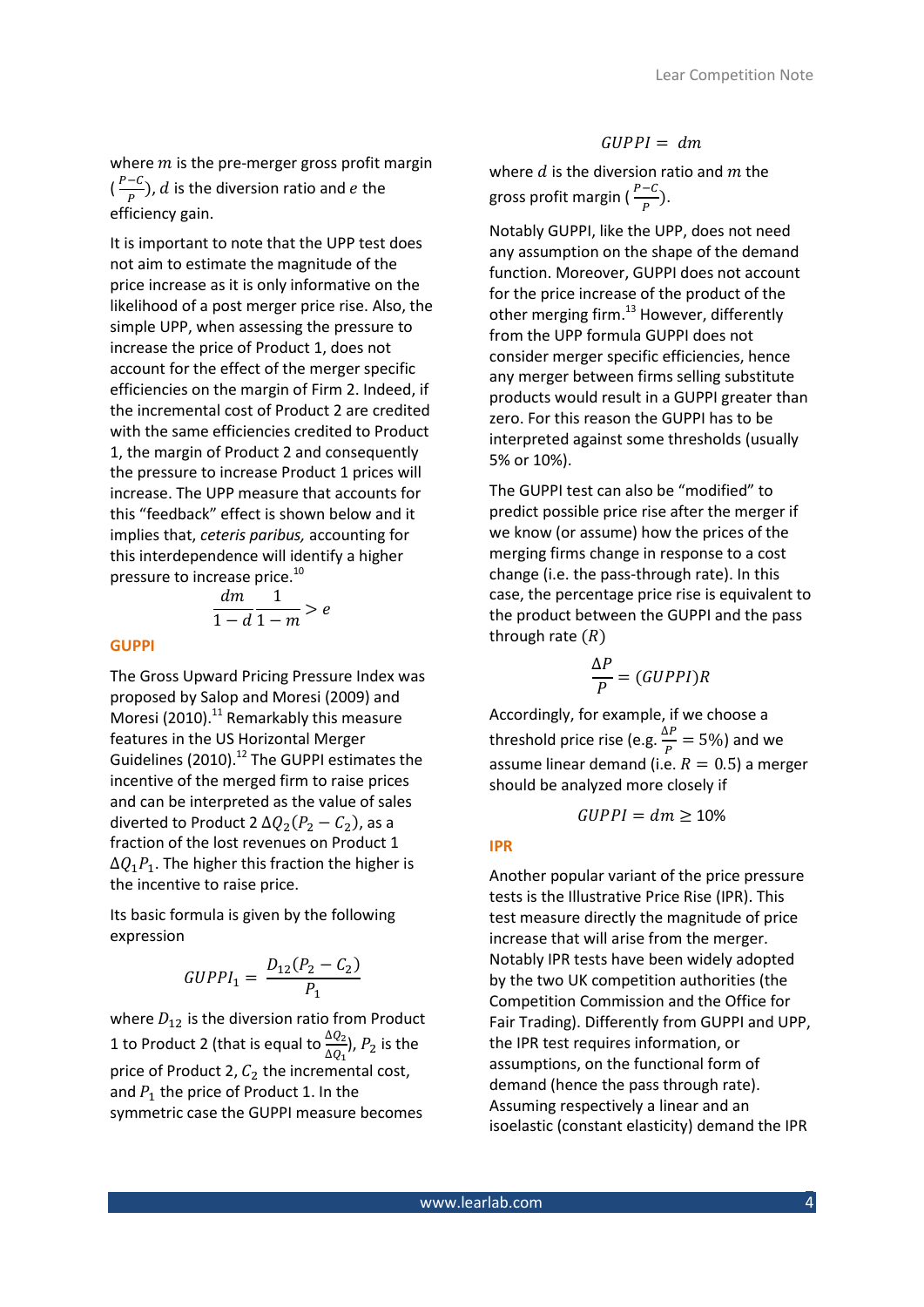where $m$ is the pre-merger gross profit margin ($\frac{P-C}{P}$), $d$ is the diversion ratio and $e$ the efficiency gain.

It is important to note that the UPP test does not aim to estimate the magnitude of the price increase as it is only informative on the likelihood of a post merger price rise. Also, the simple UPP, when assessing the pressure to increase the price of Product 1, does not account for the effect of the merger specific efficiencies on the margin of Firm 2. Indeed, if the incremental cost of Product 2 are credited with the same efficiencies credited to Product 1, the margin of Product 2 and consequently the pressure to increase Product 1 prices will increase. The UPP measure that accounts for this "feedback" effect is shown below and it implies that, *ceteris paribus,* accounting for this interdependence will identify a higher pressure to increase price.[10]

$$\frac{dm}{1-d}\frac{1}{1-m} > e$$

### GUPPI

The Gross Upward Pricing Pressure Index was proposed by Salop and Moresi (2009) and Moresi (2010).[11] Remarkably this measure features in the US Horizontal Merger Guidelines (2010).[12] The GUPPI estimates the incentive of the merged firm to raise prices and can be interpreted as the value of sales diverted to Product 2 $\Delta Q_2(P_2 - C_2)$, as a fraction of the lost revenues on Product 1 $\Delta Q_1 P_1$. The higher this fraction the higher is the incentive to raise price.

Its basic formula is given by the following expression

$$GUPPI_1 = \frac{D_{12}(P_2 - C_2)}{P_1}$$

where $D_{12}$ is the diversion ratio from Product 1 to Product 2 (that is equal to $\frac{\Delta Q_2}{\Delta Q_1}$), $P_2$ is the price of Product 2, $C_2$ the incremental cost, and $P_1$ the price of Product 1. In the symmetric case the GUPPI measure becomes

$$GUPPI = dm$$

where $d$ is the diversion ratio and $m$ the gross profit margin ($\frac{P-C}{P}$).

Notably GUPPI, like the UPP, does not need any assumption on the shape of the demand function. Moreover, GUPPI does not account for the price increase of the product of the other merging firm.[13] However, differently from the UPP formula GUPPI does not consider merger specific efficiencies, hence any merger between firms selling substitute products would result in a GUPPI greater than zero. For this reason the GUPPI has to be interpreted against some thresholds (usually 5% or 10%).

The GUPPI test can also be "modified" to predict possible price rise after the merger if we know (or assume) how the prices of the merging firms change in response to a cost change (i.e. the pass-through rate). In this case, the percentage price rise is equivalent to the product between the GUPPI and the pass through rate ($R$)

$$\frac{\Delta P}{P} = (GUPPI)R$$

Accordingly, for example, if we choose a threshold price rise (e.g. $\frac{\Delta P}{P} = 5\%$) and we assume linear demand (i.e. $R = 0.5$) a merger should be analyzed more closely if

$$GUPPI = dm \geq 10\%$$

### IPR

Another popular variant of the price pressure tests is the Illustrative Price Rise (IPR). This test measure directly the magnitude of price increase that will arise from the merger. Notably IPR tests have been widely adopted by the two UK competition authorities (the Competition Commission and the Office for Fair Trading). Differently from GUPPI and UPP, the IPR test requires information, or assumptions, on the functional form of demand (hence the pass through rate). Assuming respectively a linear and an isoelastic (constant elasticity) demand the IPR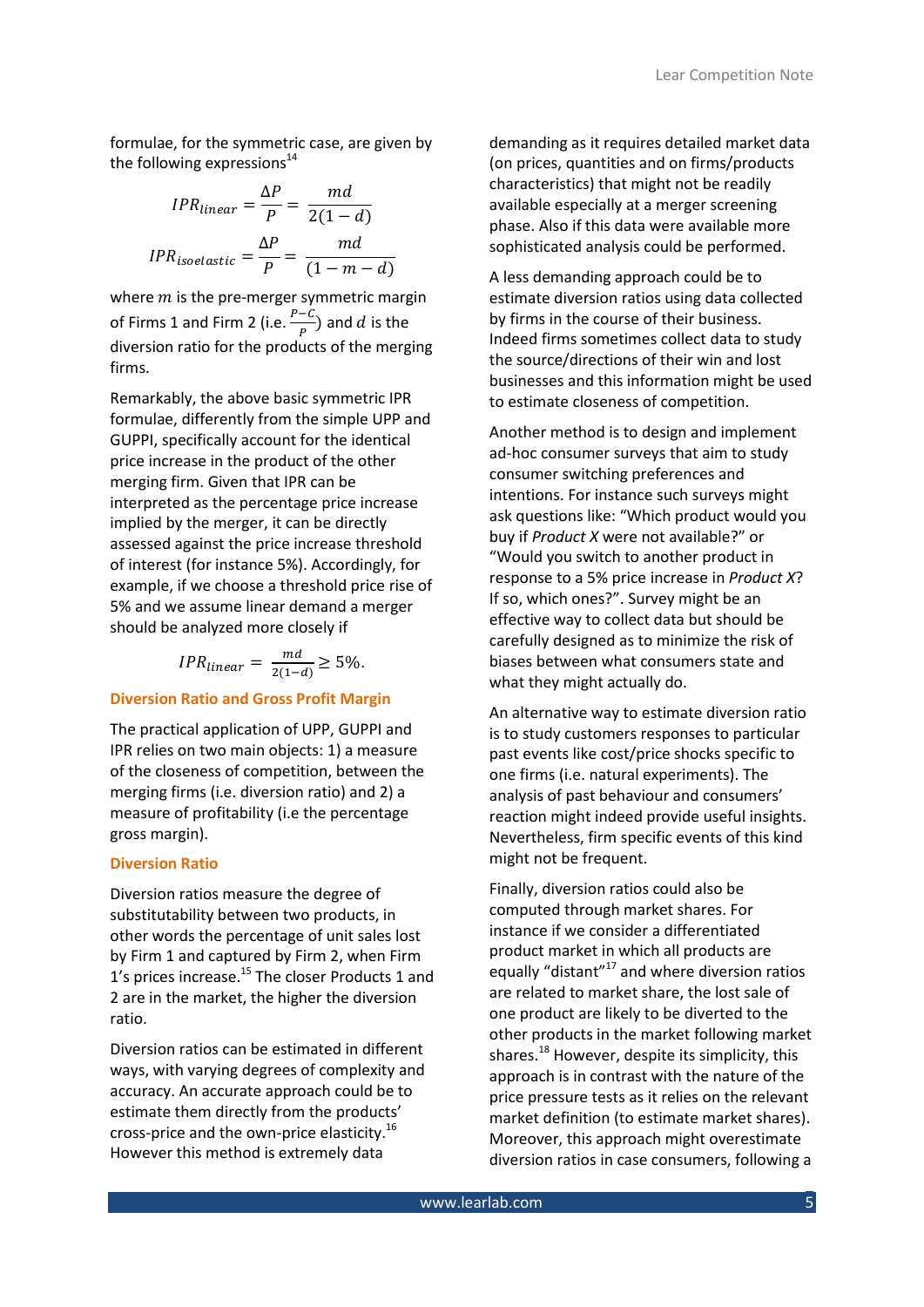formulae, for the symmetric case, are given by the following expressions[14]

$$IPR_{linear} = \frac{\Delta P}{P} = \frac{md}{2(1-d)}$$

$$IPR_{isoelastic} = \frac{\Delta P}{P} = \frac{md}{(1-m-d)}$$

where $m$ is the pre-merger symmetric margin of Firms 1 and Firm 2 (i.e. $\frac{P-C}{P}$) and $d$ is the diversion ratio for the products of the merging firms.

Remarkably, the above basic symmetric IPR formulae, differently from the simple UPP and GUPPI, specifically account for the identical price increase in the product of the other merging firm. Given that IPR can be interpreted as the percentage price increase implied by the merger, it can be directly assessed against the price increase threshold of interest (for instance 5%). Accordingly, for example, if we choose a threshold price rise of 5% and we assume linear demand a merger should be analyzed more closely if

$$IPR_{linear} = \frac{md}{2(1-d)} \geq 5\%.$$

## Diversion Ratio and Gross Profit Margin

The practical application of UPP, GUPPI and IPR relies on two main objects: 1) a measure of the closeness of competition, between the merging firms (i.e. diversion ratio) and 2) a measure of profitability (i.e the percentage gross margin).

### Diversion Ratio

Diversion ratios measure the degree of substitutability between two products, in other words the percentage of unit sales lost by Firm 1 and captured by Firm 2, when Firm 1's prices increase.[15] The closer Products 1 and 2 are in the market, the higher the diversion ratio.

Diversion ratios can be estimated in different ways, with varying degrees of complexity and accuracy. An accurate approach could be to estimate them directly from the products' cross-price and the own-price elasticity.[16] However this method is extremely data demanding as it requires detailed market data (on prices, quantities and on firms/products characteristics) that might not be readily available especially at a merger screening phase. Also if this data were available more sophisticated analysis could be performed.

A less demanding approach could be to estimate diversion ratios using data collected by firms in the course of their business. Indeed firms sometimes collect data to study the source/directions of their win and lost businesses and this information might be used to estimate closeness of competition.

Another method is to design and implement ad-hoc consumer surveys that aim to study consumer switching preferences and intentions. For instance such surveys might ask questions like: "Which product would you buy if *Product X* were not available?" or "Would you switch to another product in response to a 5% price increase in *Product X*? If so, which ones?". Survey might be an effective way to collect data but should be carefully designed as to minimize the risk of biases between what consumers state and what they might actually do.

An alternative way to estimate diversion ratio is to study customers responses to particular past events like cost/price shocks specific to one firms (i.e. natural experiments). The analysis of past behaviour and consumers' reaction might indeed provide useful insights. Nevertheless, firm specific events of this kind might not be frequent.

Finally, diversion ratios could also be computed through market shares. For instance if we consider a differentiated product market in which all products are equally "distant"[17] and where diversion ratios are related to market share, the lost sale of one product are likely to be diverted to the other products in the market following market shares.[18] However, despite its simplicity, this approach is in contrast with the nature of the price pressure tests as it relies on the relevant market definition (to estimate market shares). Moreover, this approach might overestimate diversion ratios in case consumers, following a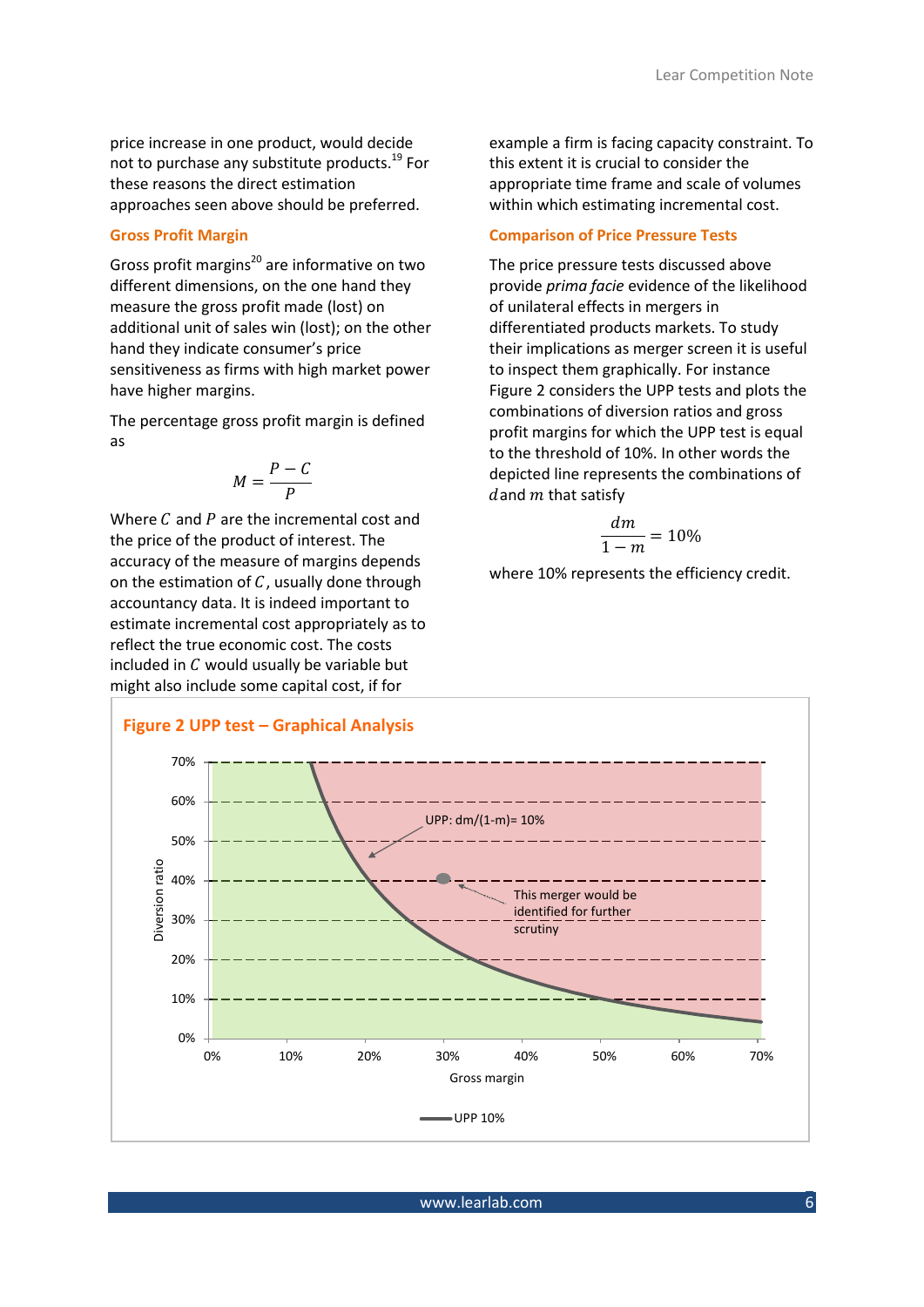price increase in one product, would decide not to purchase any substitute products.[19] For these reasons the direct estimation approaches seen above should be preferred.

### Gross Profit Margin

Gross profit margins[20] are informative on two different dimensions, on the one hand they measure the gross profit made (lost) on additional unit of sales win (lost); on the other hand they indicate consumer's price sensitiveness as firms with high market power have higher margins.

The percentage gross profit margin is defined as

$$M = \frac{P - C}{P}$$

Where $C$ and $P$ are the incremental cost and the price of the product of interest. The accuracy of the measure of margins depends on the estimation of $C$, usually done through accountancy data. It is indeed important to estimate incremental cost appropriately as to reflect the true economic cost. The costs included in $C$ would usually be variable but might also include some capital cost, if for example a firm is facing capacity constraint. To this extent it is crucial to consider the appropriate time frame and scale of volumes within which estimating incremental cost.

### Comparison of Price Pressure Tests

The price pressure tests discussed above provide *prima facie* evidence of the likelihood of unilateral effects in mergers in differentiated products markets. To study their implications as merger screen it is useful to inspect them graphically. For instance Figure 2 considers the UPP tests and plots the combinations of diversion ratios and gross profit margins for which the UPP test is equal to the threshold of 10%. In other words the depicted line represents the combinations of $d$ and $m$ that satisfy

$$\frac{dm}{1-m} = 10\%$$

where 10% represents the efficiency credit.

**Figure 2 UPP test – Graphical Analysis**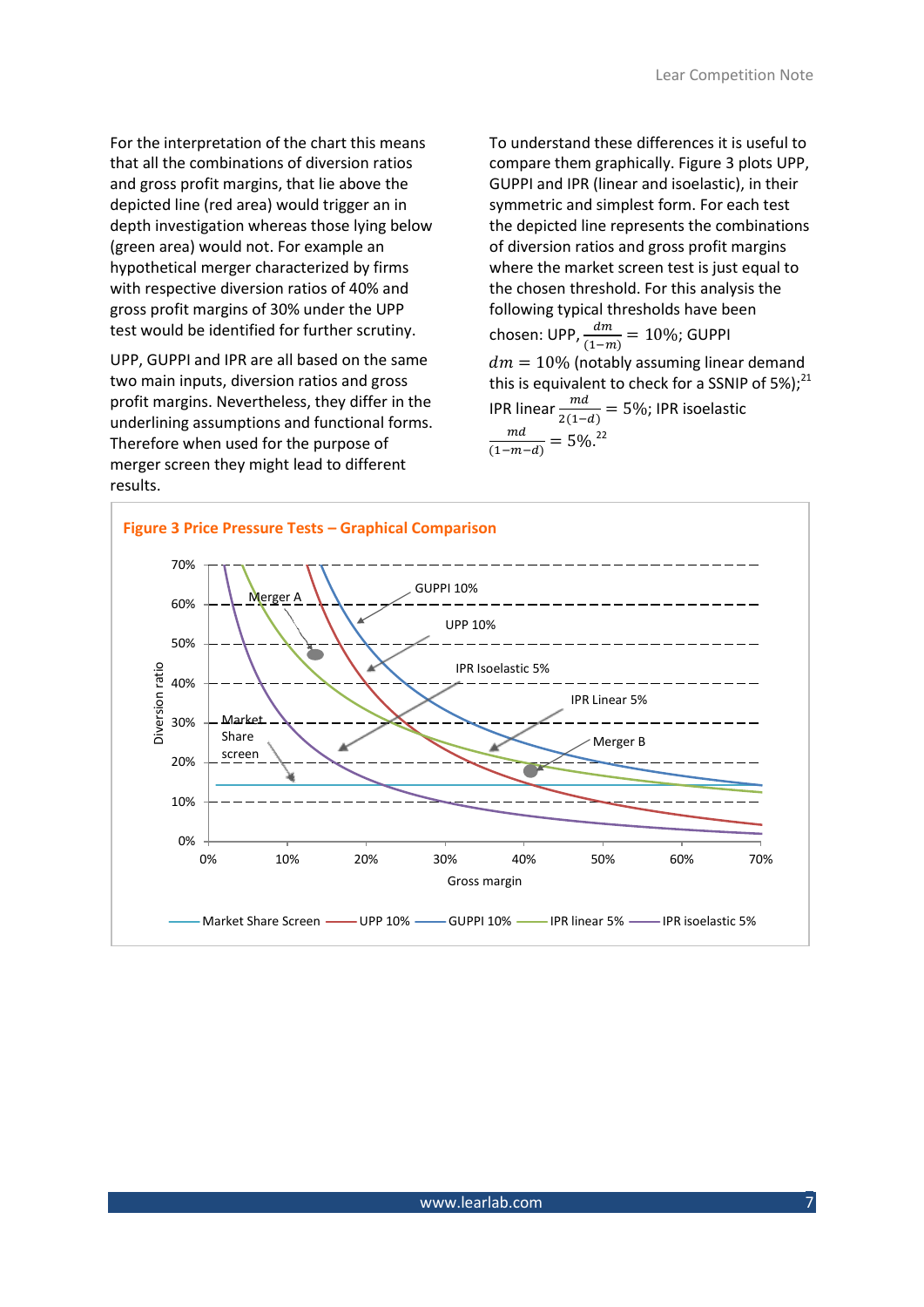For the interpretation of the chart this means that all the combinations of diversion ratios and gross profit margins, that lie above the depicted line (red area) would trigger an in depth investigation whereas those lying below (green area) would not. For example a hypothetical merger characterized by firms with respective diversion ratios of 40% and gross profit margins of 30% under the UPP test would be identified for further scrutiny.

UPP, GUPPI and IPR are all based on the same two main inputs, diversion ratios and gross profit margins. Nevertheless, they differ in the underlining assumptions and functional forms. Therefore when used for the purpose of merger screen they might lead to different results.

To understand these differences it is useful to compare them graphically. Figure 3 plots UPP, GUPPI and IPR (linear and isoelastic), in their symmetric and simplest form. For each test the depicted line represents the combinations of diversion ratios and gross profit margins where the market screen test is just equal to the chosen threshold. For this analysis the following typical thresholds have been chosen: UPP, $\frac{dm}{(1-m)} = 10\%$; GUPPI $dm = 10\%$ (notably assuming linear demand this is equivalent to check for a SSNIP of 5%);[21] IPR linear $\frac{md}{2(1-d)} = 5\%$; IPR isoelastic $\frac{md}{(1-m-d)} = 5\%$.[22]

**Figure 3 Price Pressure Tests – Graphical Comparison**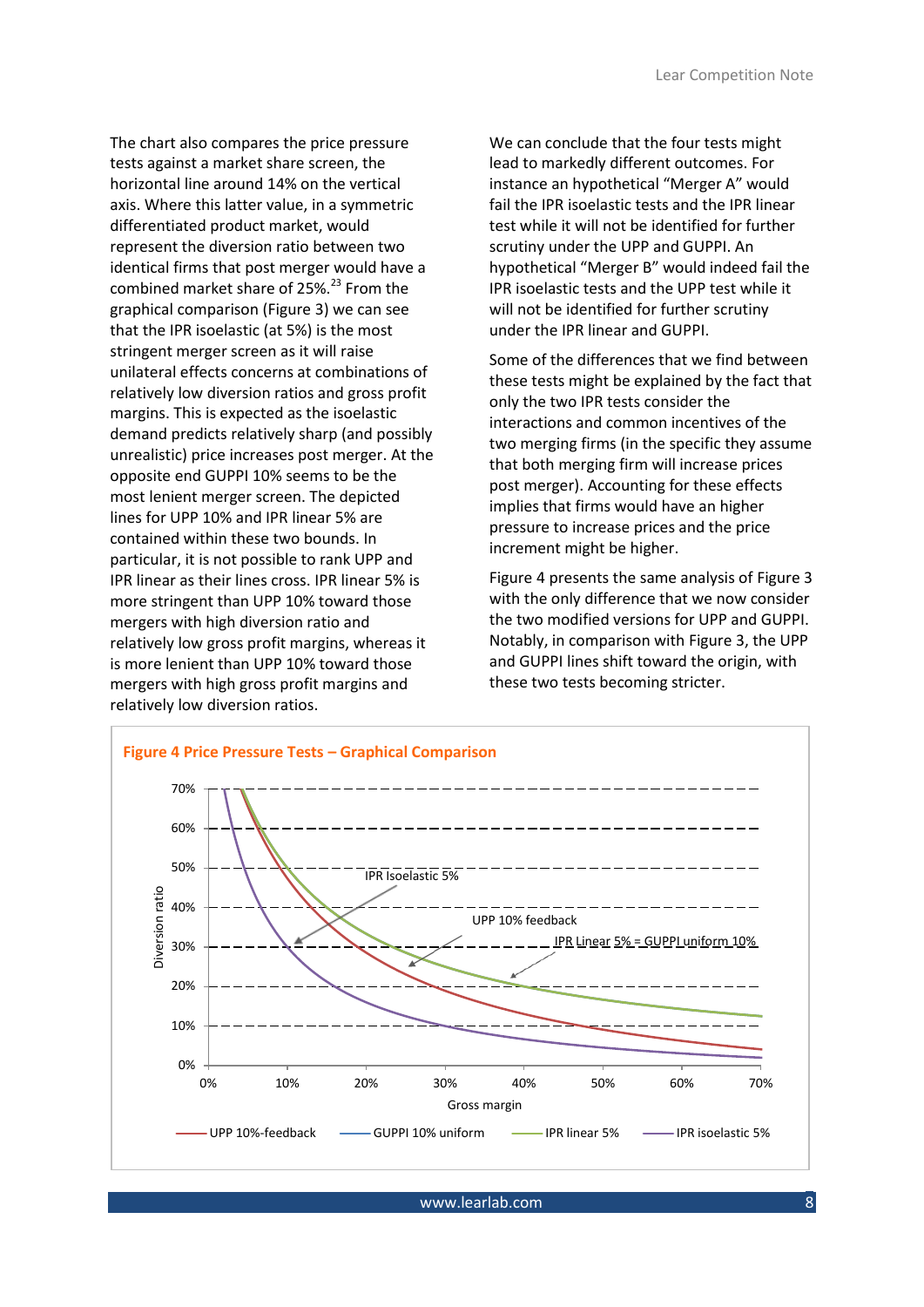The chart also compares the price pressure tests against a market share screen, the horizontal line around 14% on the vertical axis. Where this latter value, in a symmetric differentiated product market, would represent the diversion ratio between two identical firms that post merger would have a combined market share of 25%.[23] From the graphical comparison (Figure 3) we can see that the IPR isoelastic (at 5%) is the most stringent merger screen as it will raise unilateral effects concerns at combinations of relatively low diversion ratios and gross profit margins. This is expected as the isoelastic demand predicts relatively sharp (and possibly unrealistic) price increases post merger. At the opposite end GUPPI 10% seems to be the most lenient merger screen. The depicted lines for UPP 10% and IPR linear 5% are contained within these two bounds. In particular, it is not possible to rank UPP and IPR linear as their lines cross. IPR linear 5% is more stringent than UPP 10% toward those mergers with high diversion ratio and relatively low gross profit margins, whereas it is more lenient than UPP 10% toward those mergers with high gross profit margins and relatively low diversion ratios.

We can conclude that the four tests might lead to markedly different outcomes. For instance an hypothetical "Merger A" would fail the IPR isoelastic tests and the IPR linear test while it will not be identified for further scrutiny under the UPP and GUPPI. An hypothetical "Merger B" would indeed fail the IPR isoelastic tests and the UPP test while it will not be identified for further scrutiny under the IPR linear and GUPPI.

Some of the differences that we find between these tests might be explained by the fact that only the two IPR tests consider the interactions and common incentives of the two merging firms (in the specific they assume that both merging firm will increase prices post merger). Accounting for these effects implies that firms would have an higher pressure to increase prices and the price increment might be higher.

Figure 4 presents the same analysis of Figure 3 with the only difference that we now consider the two modified versions for UPP and GUPPI. Notably, in comparison with Figure 3, the UPP and GUPPI lines shift toward the origin, with these two tests becoming stricter.

**Figure 4 Price Pressure Tests – Graphical Comparison**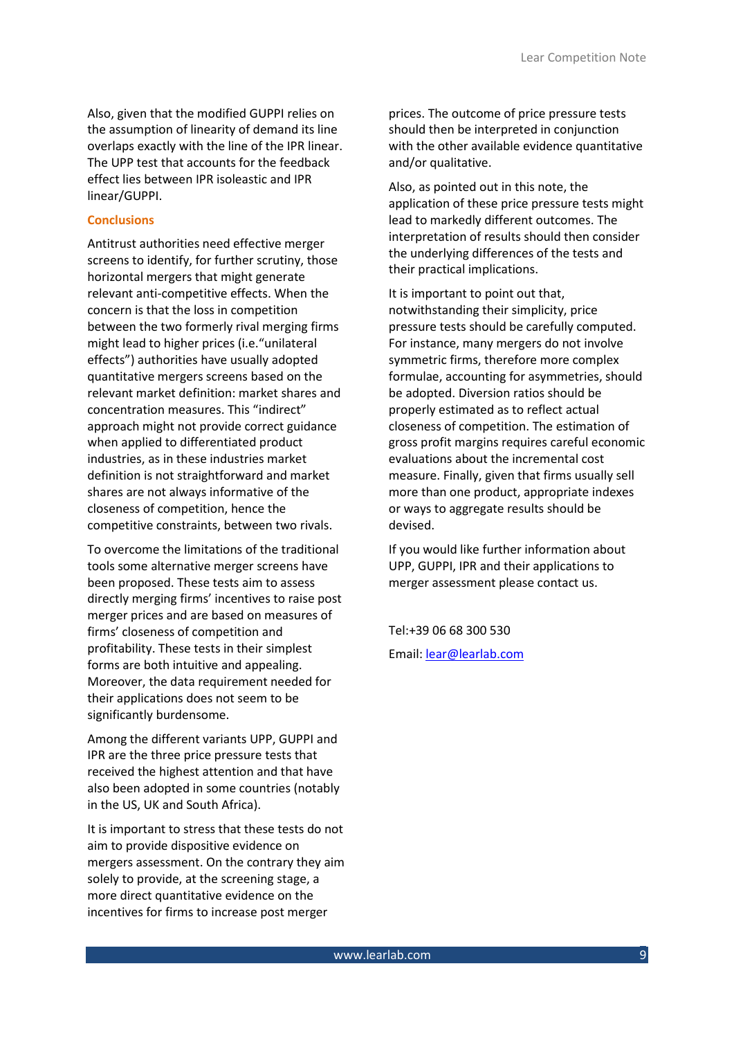Also, given that the modified GUPPI relies on the assumption of linearity of demand its line overlaps exactly with the line of the IPR linear. The UPP test that accounts for the feedback effect lies between IPR isoleastic and IPR linear/GUPPI.

## Conclusions

Antitrust authorities need effective merger screens to identify, for further scrutiny, those horizontal mergers that might generate relevant anti-competitive effects. When the concern is that the loss in competition between the two formerly rival merging firms might lead to higher prices (i.e."unilateral effects") authorities have usually adopted quantitative mergers screens based on the relevant market definition: market shares and concentration measures. This "indirect" approach might not provide correct guidance when applied to differentiated product industries, as in these industries market definition is not straightforward and market shares are not always informative of the closeness of competition, hence the competitive constraints, between two rivals.

To overcome the limitations of the traditional tools some alternative merger screens have been proposed. These tests aim to assess directly merging firms' incentives to raise post merger prices and are based on measures of firms' closeness of competition and profitability. These tests in their simplest forms are both intuitive and appealing. Moreover, the data requirement needed for their applications does not seem to be significantly burdensome.

Among the different variants UPP, GUPPI and IPR are the three price pressure tests that received the highest attention and that have also been adopted in some countries (notably in the US, UK and South Africa).

It is important to stress that these tests do not aim to provide dispositive evidence on mergers assessment. On the contrary they aim solely to provide, at the screening stage, a more direct quantitative evidence on the incentives for firms to increase post merger prices. The outcome of price pressure tests should then be interpreted in conjunction with the other available evidence quantitative and/or qualitative.

Also, as pointed out in this note, the application of these price pressure tests might lead to markedly different outcomes. The interpretation of results should then consider the underlying differences of the tests and their practical implications.

It is important to point out that, notwithstanding their simplicity, price pressure tests should be carefully computed. For instance, many mergers do not involve symmetric firms, therefore more complex formulae, accounting for asymmetries, should be adopted. Diversion ratios should be properly estimated as to reflect actual closeness of competition. The estimation of gross profit margins requires careful economic evaluations about the incremental cost measure. Finally, given that firms usually sell more than one product, appropriate indexes or ways to aggregate results should be devised.

If you would like further information about UPP, GUPPI, IPR and their applications to merger assessment please contact us.

Tel:+39 06 68 300 530

Email: lear@learlab.com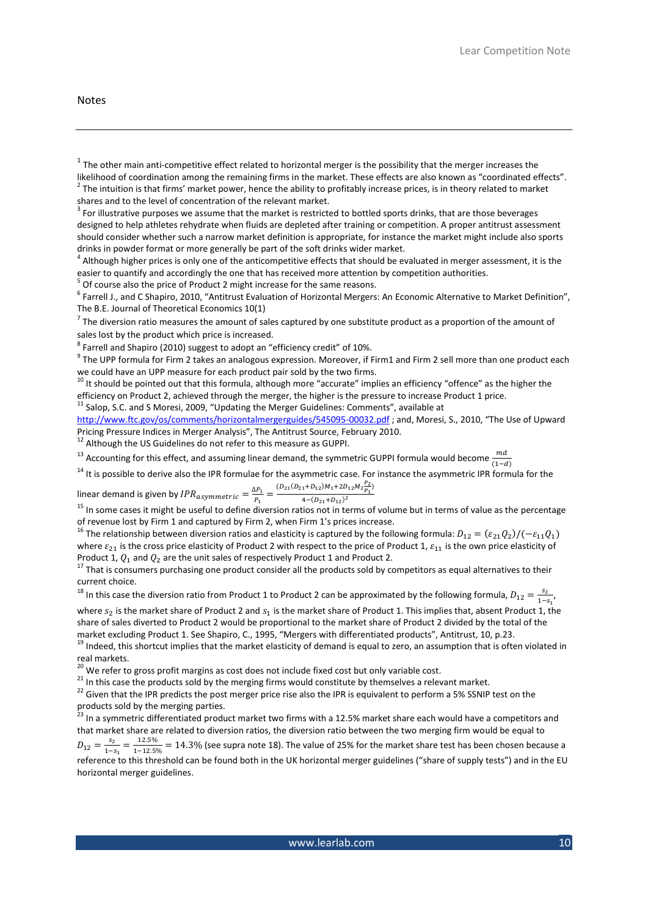Notes

[1] The other main anti-competitive effect related to horizontal merger is the possibility that the merger increases the likelihood of coordination among the remaining firms in the market. These effects are also known as "coordinated effects".
[2] The intuition is that firms' market power, hence the ability to profitably increase prices, is in theory related to market shares and to the level of concentration of the relevant market.
[3] For illustrative purposes we assume that the market is restricted to bottled sports drinks, that are those beverages designed to help athletes rehydrate when fluids are depleted after training or competition. A proper antitrust assessment should consider whether such a narrow market definition is appropriate, for instance the market might include also sports drinks in powder format or more generally be part of the soft drinks wider market.
[4] Although higher prices is only one of the anticompetitive effects that should be evaluated in merger assessment, it is the easier to quantify and accordingly the one that has received more attention by competition authorities.
[5] Of course also the price of Product 2 might increase for the same reasons.
[6] Farrell J., and C Shapiro, 2010, "Antitrust Evaluation of Horizontal Mergers: An Economic Alternative to Market Definition", The B.E. Journal of Theoretical Economics 10(1)
[7] The diversion ratio measures the amount of sales captured by one substitute product as a proportion of the amount of sales lost by the product which price is increased.
[8] Farrell and Shapiro (2010) suggest to adopt an "efficiency credit" of 10%.
[9] The UPP formula for Firm 2 takes an analogous expression. Moreover, if Firm1 and Firm 2 sell more than one product each we could have an UPP measure for each product pair sold by the two firms.
[10] It should be pointed out that this formula, although more "accurate" implies an efficiency "offence" as the higher the efficiency on Product 2, achieved through the merger, the higher is the pressure to increase Product 1 price.
[11] Salop, S.C. and S Moresi, 2009, "Updating the Merger Guidelines: Comments", available at http://www.ftc.gov/os/comments/horizontalmergerguides/545095-00032.pdf ; and, Moresi, S., 2010, "The Use of Upward Pricing Pressure Indices in Merger Analysis", The Antitrust Source, February 2010.
[12] Although the US Guidelines do not refer to this measure as GUPPI.
[13] Accounting for this effect, and assuming linear demand, the symmetric GUPPI formula would become $\frac{md}{(1-d)}$
[14] It is possible to derive also the IPR formulae for the asymmetric case. For instance the asymmetric IPR formula for the linear demand is given by $IPR_{asymmetric} = \frac{\Delta P_1}{P_1} = \frac{(D_{21}(D_{21}+D_{12})M_1 + 2D_{12}M_2\frac{P_2}{P_1})}{4-(D_{21}+D_{12})^2}$
[15] In some cases it might be useful to define diversion ratios not in terms of volume but in terms of value as the percentage of revenue lost by Firm 1 and captured by Firm 2, when Firm 1's prices increase.
[16] The relationship between diversion ratios and elasticity is captured by the following formula: $D_{12} = (\varepsilon_{21}Q_2)/(-\varepsilon_{11}Q_1)$ where $\varepsilon_{21}$ is the cross price elasticity of Product 2 with respect to the price of Product 1, $\varepsilon_{11}$ is the own price elasticity of Product 1, $Q_1$ and $Q_2$ are the unit sales of respectively Product 1 and Product 2.
[17] That is consumers purchasing one product consider all the products sold by competitors as equal alternatives to their current choice.
[18] In this case the diversion ratio from Product 1 to Product 2 can be approximated by the following formula, $D_{12} = \frac{s_2}{1-s_1}$, where $s_2$ is the market share of Product 2 and $s_1$ is the market share of Product 1. This implies that, absent Product 1, the share of sales diverted to Product 2 would be proportional to the market share of Product 2 divided by the total of the market excluding Product 1. See Shapiro, C., 1995, "Mergers with differentiated products", Antitrust, 10, p.23.
[19] Indeed, this shortcut implies that the market elasticity of demand is equal to zero, an assumption that is often violated in real markets.
[20] We refer to gross profit margins as cost does not include fixed cost but only variable cost.
[21] In this case the products sold by the merging firms would constitute by themselves a relevant market.
[22] Given that the IPR predicts the post merger price rise also the IPR is equivalent to perform a 5% SSNIP test on the products sold by the merging parties.
[23] In a symmetric differentiated product market two firms with a 12.5% market share each would have a competitors and that market share are related to diversion ratios, the diversion ratio between the two merging firm would be equal to $D_{12} = \frac{s_2}{1-s_1} = \frac{12.5\%}{1-12.5\%} = 14.3\%$ (see supra note 18). The value of 25% for the market share test has been chosen because a reference to this threshold can be found both in the UK horizontal merger guidelines ("share of supply tests") and in the EU horizontal merger guidelines.